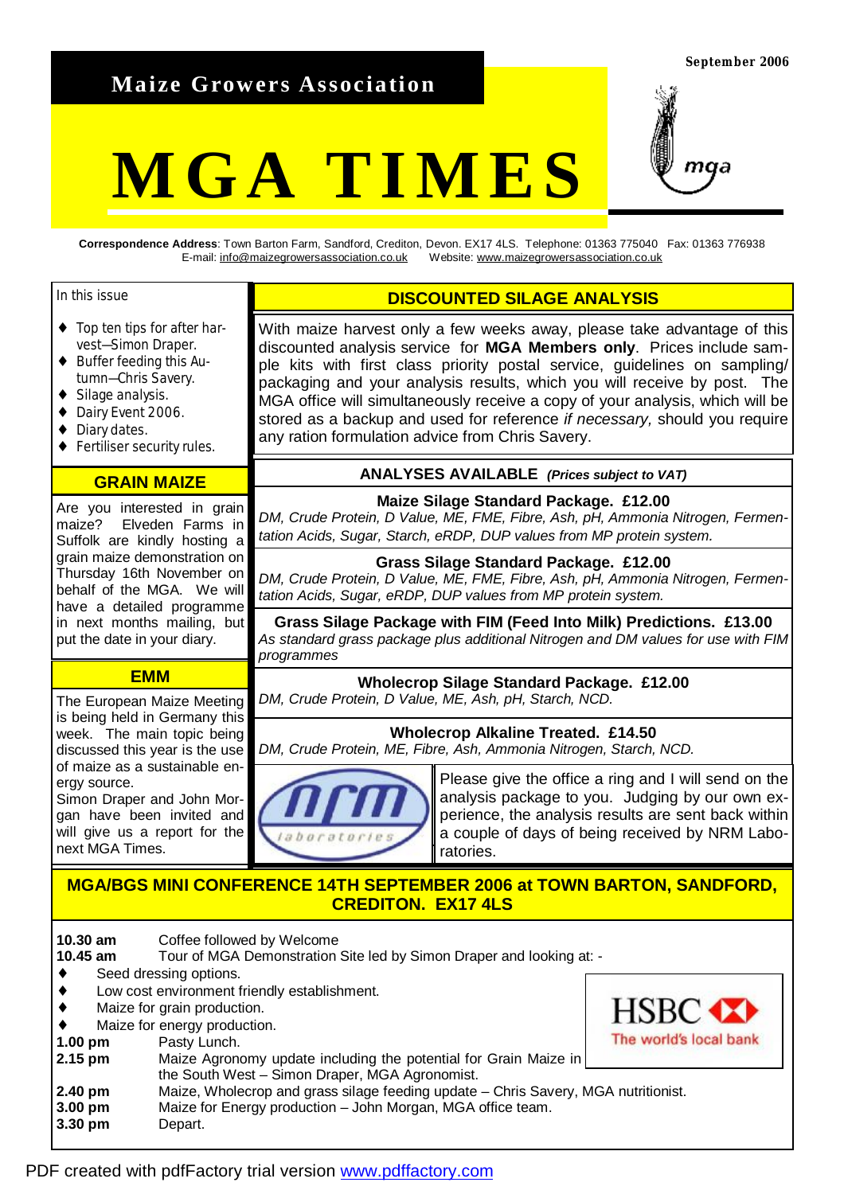September 2006

**Maize Growers Association**

# MGA TIMES

**Correspondence Address**: Town Barton Farm, Sandford, Crediton, Devon. EX17 4LS. Telephone: 01363 775040 Fax: 01363 776938
E-mail: info@maizegrowersassociation.co.uk Website: www.maizegrowersassociation.co.uk

In this issue

- Top ten tips for after harvest—Simon Draper.
- Buffer feeding this Autumn—Chris Savery.
- Silage analysis.
- Dairy Event 2006.
- Diary dates.
- Fertiliser security rules.

## GRAIN MAIZE

Are you interested in grain maize? Elveden Farms in Suffolk are kindly hosting a grain maize demonstration on Thursday 16th November on behalf of the MGA. We will have a detailed programme in next months mailing, but put the date in your diary.

## EMM

The European Maize Meeting is being held in Germany this week. The main topic being discussed this year is the use of maize as a sustainable energy source.
Simon Draper and John Morgan have been invited and will give us a report for the next MGA Times.

## DISCOUNTED SILAGE ANALYSIS

With maize harvest only a few weeks away, please take advantage of this discounted analysis service for **MGA Members only**. Prices include sample kits with first class priority postal service, guidelines on sampling/ packaging and your analysis results, which you will receive by post. The MGA office will simultaneously receive a copy of your analysis, which will be stored as a backup and used for reference *if necessary,* should you require any ration formulation advice from Chris Savery.

### ANALYSES AVAILABLE *(Prices subject to VAT)*

**Maize Silage Standard Package. £12.00**
*DM, Crude Protein, D Value, ME, FME, Fibre, Ash, pH, Ammonia Nitrogen, Fermentation Acids, Sugar, Starch, eRDP, DUP values from MP protein system.*

**Grass Silage Standard Package. £12.00**
*DM, Crude Protein, D Value, ME, FME, Fibre, Ash, pH, Ammonia Nitrogen, Fermentation Acids, Sugar, eRDP, DUP values from MP protein system.*

**Grass Silage Package with FIM (Feed Into Milk) Predictions. £13.00**
*As standard grass package plus additional Nitrogen and DM values for use with FIM programmes*

**Wholecrop Silage Standard Package. £12.00**
*DM, Crude Protein, D Value, ME, Ash, pH, Starch, NCD.*

**Wholecrop Alkaline Treated. £14.50**
*DM, Crude Protein, ME, Fibre, Ash, Ammonia Nitrogen, Starch, NCD.*

Please give the office a ring and I will send on the analysis package to you. Judging by our own experience, the analysis results are sent back within a couple of days of being received by NRM Laboratories.

## MGA/BGS MINI CONFERENCE 14TH SEPTEMBER 2006 at TOWN BARTON, SANDFORD, CREDITON. EX17 4LS

**10.30 am** Coffee followed by Welcome
**10.45 am** Tour of MGA Demonstration Site led by Simon Draper and looking at: -

- Seed dressing options.
- Low cost environment friendly establishment.
- Maize for grain production.
- Maize for energy production.

**1.00 pm** Pasty Lunch.
**2.15 pm** Maize Agronomy update including the potential for Grain Maize in the South West – Simon Draper, MGA Agronomist.
**2.40 pm** Maize, Wholecrop and grass silage feeding update – Chris Savery, MGA nutritionist.
**3.00 pm** Maize for Energy production – John Morgan, MGA office team.
**3.30 pm** Depart.

HSBC The world's local bank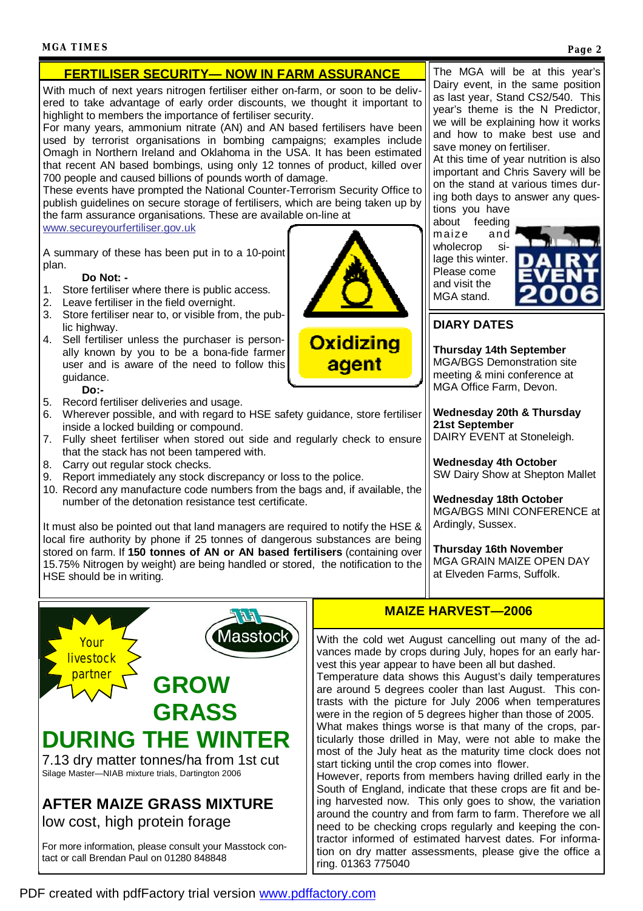## FERTILISER SECURITY— NOW IN FARM ASSURANCE

With much of next years nitrogen fertiliser either on-farm, or soon to be delivered to take advantage of early order discounts, we thought it important to highlight to members the importance of fertiliser security.

For many years, ammonium nitrate (AN) and AN based fertilisers have been used by terrorist organisations in bombing campaigns; examples include Omagh in Northern Ireland and Oklahoma in the USA. It has been estimated that recent AN based bombings, using only 12 tonnes of product, killed over 700 people and caused billions of pounds worth of damage.

These events have prompted the National Counter-Terrorism Security Office to publish guidelines on secure storage of fertilisers, which are being taken up by the farm assurance organisations. These are available on-line at www.secureyourfertiliser.gov.uk

A summary of these has been put in to a 10-point plan.

Oxidizing agent

**Do Not: -**

1. Store fertiliser where there is public access.
2. Leave fertiliser in the field overnight.
3. Store fertiliser near to, or visible from, the public highway.
4. Sell fertiliser unless the purchaser is personally known by you to be a bona-fide farmer user and is aware of the need to follow this guidance.

**Do:-**

5. Record fertiliser deliveries and usage.
6. Wherever possible, and with regard to HSE safety guidance, store fertiliser inside a locked building or compound.
7. Fully sheet fertiliser when stored out side and regularly check to ensure that the stack has not been tampered with.
8. Carry out regular stock checks.
9. Report immediately any stock discrepancy or loss to the police.
10. Record any manufacture code numbers from the bags and, if available, the number of the detonation resistance test certificate.

It must also be pointed out that land managers are required to notify the HSE & local fire authority by phone if 25 tonnes of dangerous substances are being stored on farm. If **150 tonnes of AN or AN based fertilisers** (containing over 15.75% Nitrogen by weight) are being handled or stored, the notification to the HSE should be in writing.

The MGA will be at this year's Dairy event, in the same position as last year, Stand CS2/540. This year's theme is the N Predictor, we will be explaining how it works and how to make best use and save money on fertiliser.

At this time of year nutrition is also important and Chris Savery will be on the stand at various times during both days to answer any questions you have about feeding maize and wholecrop silage this winter. Please come and visit the MGA stand.

DAIRY EVENT 2006

## DIARY DATES

**Thursday 14th September**
MGA/BGS Demonstration site meeting & mini conference at MGA Office Farm, Devon.

**Wednesday 20th & Thursday 21st September**
DAIRY EVENT at Stoneleigh.

**Wednesday 4th October**
SW Dairy Show at Shepton Mallet

**Wednesday 18th October**
MGA/BGS MINI CONFERENCE at Ardingly, Sussex.

**Thursday 16th November**
MGA GRAIN MAIZE OPEN DAY at Elveden Farms, Suffolk.

Your livestock partner

Masstock

## GROW GRASS DURING THE WINTER

7.13 dry matter tonnes/ha from 1st cut

Silage Master—NIAB mixture trials, Dartington 2006

### AFTER MAIZE GRASS MIXTURE

low cost, high protein forage

For more information, please consult your Masstock contact or call Brendan Paul on 01280 848848

## MAIZE HARVEST—2006

With the cold wet August cancelling out many of the advances made by crops during July, hopes for an early harvest this year appear to have been all but dashed.

Temperature data shows this August's daily temperatures are around 5 degrees cooler than last August. This contrasts with the picture for July 2006 when temperatures were in the region of 5 degrees higher than those of 2005.

What makes things worse is that many of the crops, particularly those drilled in May, were not able to make the most of the July heat as the maturity time clock does not start ticking until the crop comes into flower.

However, reports from members having drilled early in the South of England, indicate that these crops are fit and being harvested now. This only goes to show, the variation around the country and from farm to farm. Therefore we all need to be checking crops regularly and keeping the contractor informed of estimated harvest dates. For information on dry matter assessments, please give the office a ring. 01363 775040